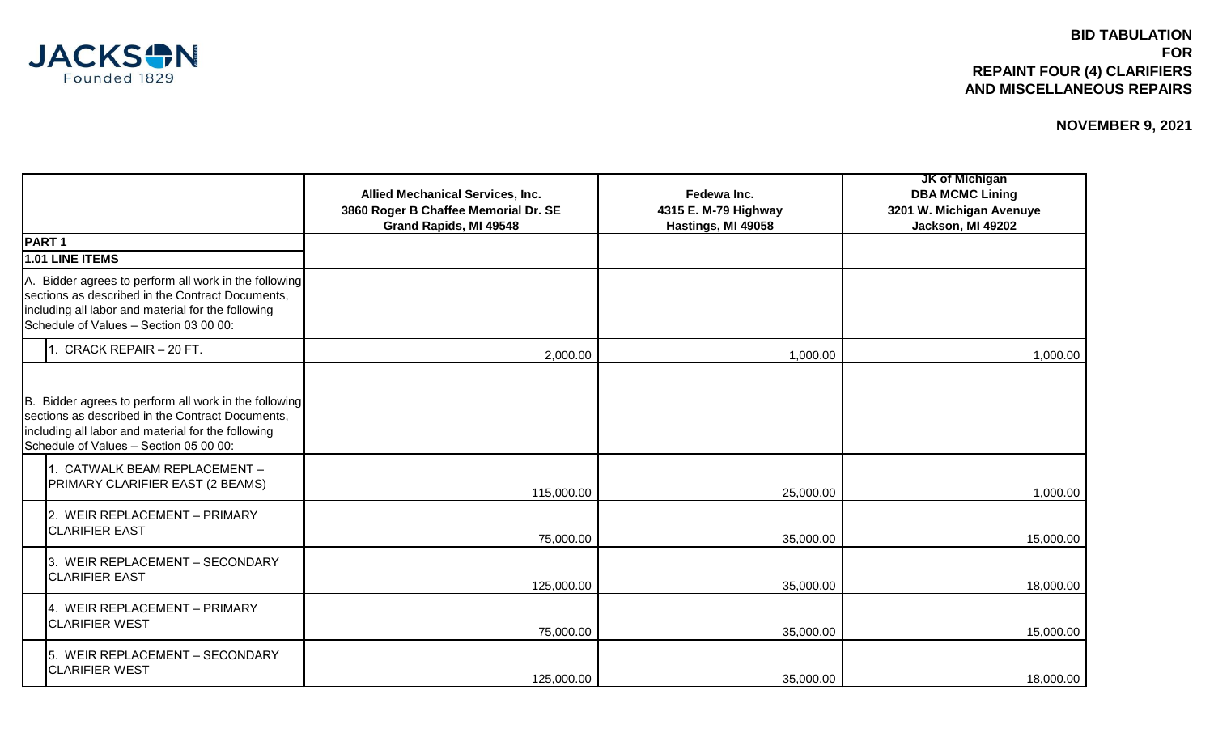JACKSON
Founded 1829

# BID TABULATION FOR REPAINT FOUR (4) CLARIFIERS AND MISCELLANEOUS REPAIRS

**NOVEMBER 9, 2021**

| | Allied Mechanical Services, Inc. 3860 Roger B Chaffee Memorial Dr. SE Grand Rapids, MI 49548 | Fedewa Inc. 4315 E. M-79 Highway Hastings, MI 49058 | JK of Michigan DBA MCMC Lining 3201 W. Michigan Avenuye Jackson, MI 49202 |
|---|---|---|---|
| **PART 1** | | | |
| **1.01 LINE ITEMS** | | | |
| A. Bidder agrees to perform all work in the following sections as described in the Contract Documents, including all labor and material for the following Schedule of Values – Section 03 00 00: | | | |
| 1. CRACK REPAIR – 20 FT. | 2,000.00 | 1,000.00 | 1,000.00 |
| B. Bidder agrees to perform all work in the following sections as described in the Contract Documents, including all labor and material for the following Schedule of Values – Section 05 00 00: | | | |
| 1. CATWALK BEAM REPLACEMENT – PRIMARY CLARIFIER EAST (2 BEAMS) | 115,000.00 | 25,000.00 | 1,000.00 |
| 2. WEIR REPLACEMENT – PRIMARY CLARIFIER EAST | 75,000.00 | 35,000.00 | 15,000.00 |
| 3. WEIR REPLACEMENT – SECONDARY CLARIFIER EAST | 125,000.00 | 35,000.00 | 18,000.00 |
| 4. WEIR REPLACEMENT – PRIMARY CLARIFIER WEST | 75,000.00 | 35,000.00 | 15,000.00 |
| 5. WEIR REPLACEMENT – SECONDARY CLARIFIER WEST | 125,000.00 | 35,000.00 | 18,000.00 |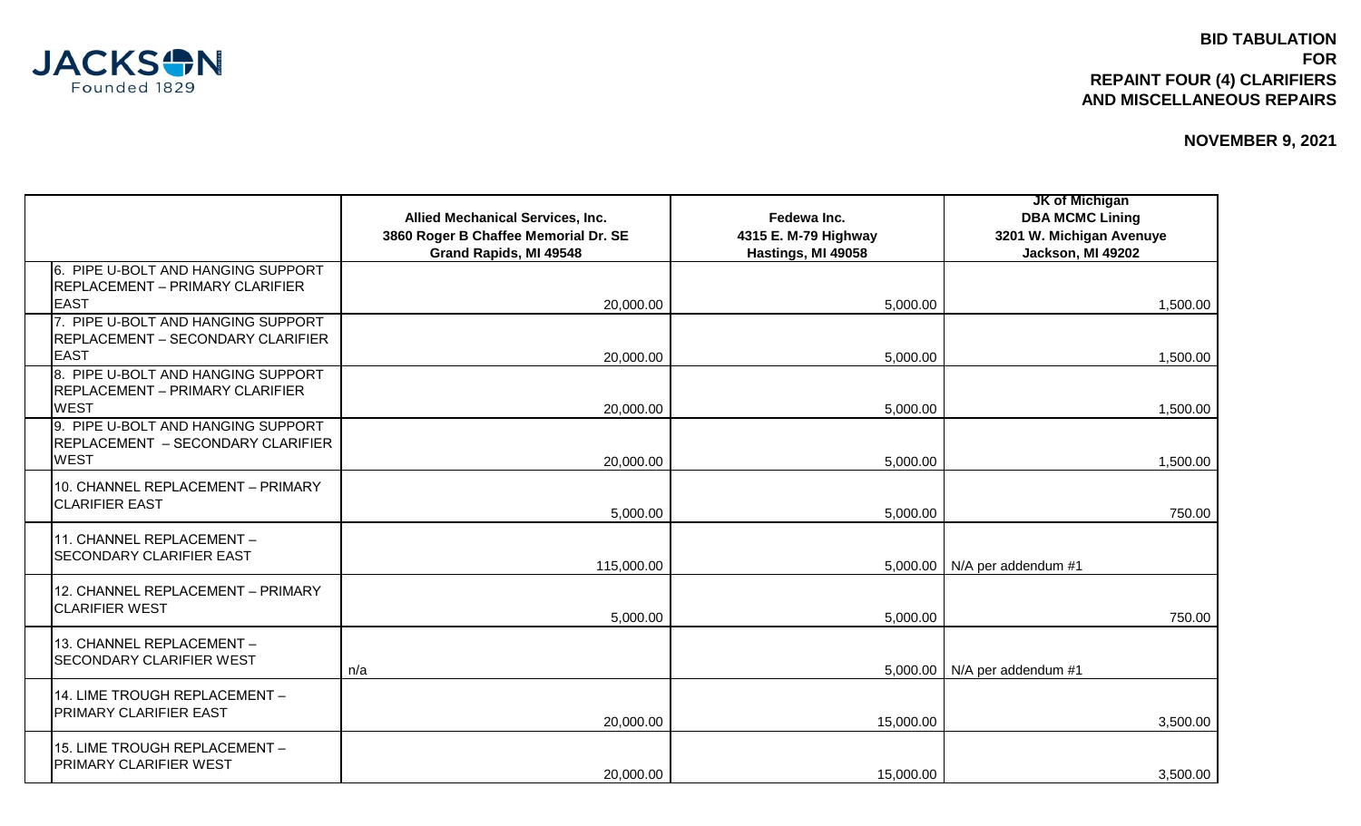JACKSON
Founded 1829

**BID TABULATION**
**FOR**
**REPAINT FOUR (4) CLARIFIERS**
**AND MISCELLANEOUS REPAIRS**

**NOVEMBER 9, 2021**

| | **Allied Mechanical Services, Inc.** **3860 Roger B Chaffee Memorial Dr. SE** **Grand Rapids, MI 49548** | **Fedewa Inc.** **4315 E. M-79 Highway** **Hastings, MI 49058** | **JK of Michigan** **DBA MCMC Lining** **3201 W. Michigan Avenuye** **Jackson, MI 49202** |
|---|---|---|---|
| 6. PIPE U-BOLT AND HANGING SUPPORT REPLACEMENT – PRIMARY CLARIFIER EAST | 20,000.00 | 5,000.00 | 1,500.00 |
| 7. PIPE U-BOLT AND HANGING SUPPORT REPLACEMENT – SECONDARY CLARIFIER EAST | 20,000.00 | 5,000.00 | 1,500.00 |
| 8. PIPE U-BOLT AND HANGING SUPPORT REPLACEMENT – PRIMARY CLARIFIER WEST | 20,000.00 | 5,000.00 | 1,500.00 |
| 9. PIPE U-BOLT AND HANGING SUPPORT REPLACEMENT – SECONDARY CLARIFIER WEST | 20,000.00 | 5,000.00 | 1,500.00 |
| 10. CHANNEL REPLACEMENT – PRIMARY CLARIFIER EAST | 5,000.00 | 5,000.00 | 750.00 |
| 11. CHANNEL REPLACEMENT – SECONDARY CLARIFIER EAST | 115,000.00 | 5,000.00 | N/A per addendum #1 |
| 12. CHANNEL REPLACEMENT – PRIMARY CLARIFIER WEST | 5,000.00 | 5,000.00 | 750.00 |
| 13. CHANNEL REPLACEMENT – SECONDARY CLARIFIER WEST | n/a | 5,000.00 | N/A per addendum #1 |
| 14. LIME TROUGH REPLACEMENT – PRIMARY CLARIFIER EAST | 20,000.00 | 15,000.00 | 3,500.00 |
| 15. LIME TROUGH REPLACEMENT – PRIMARY CLARIFIER WEST | 20,000.00 | 15,000.00 | 3,500.00 |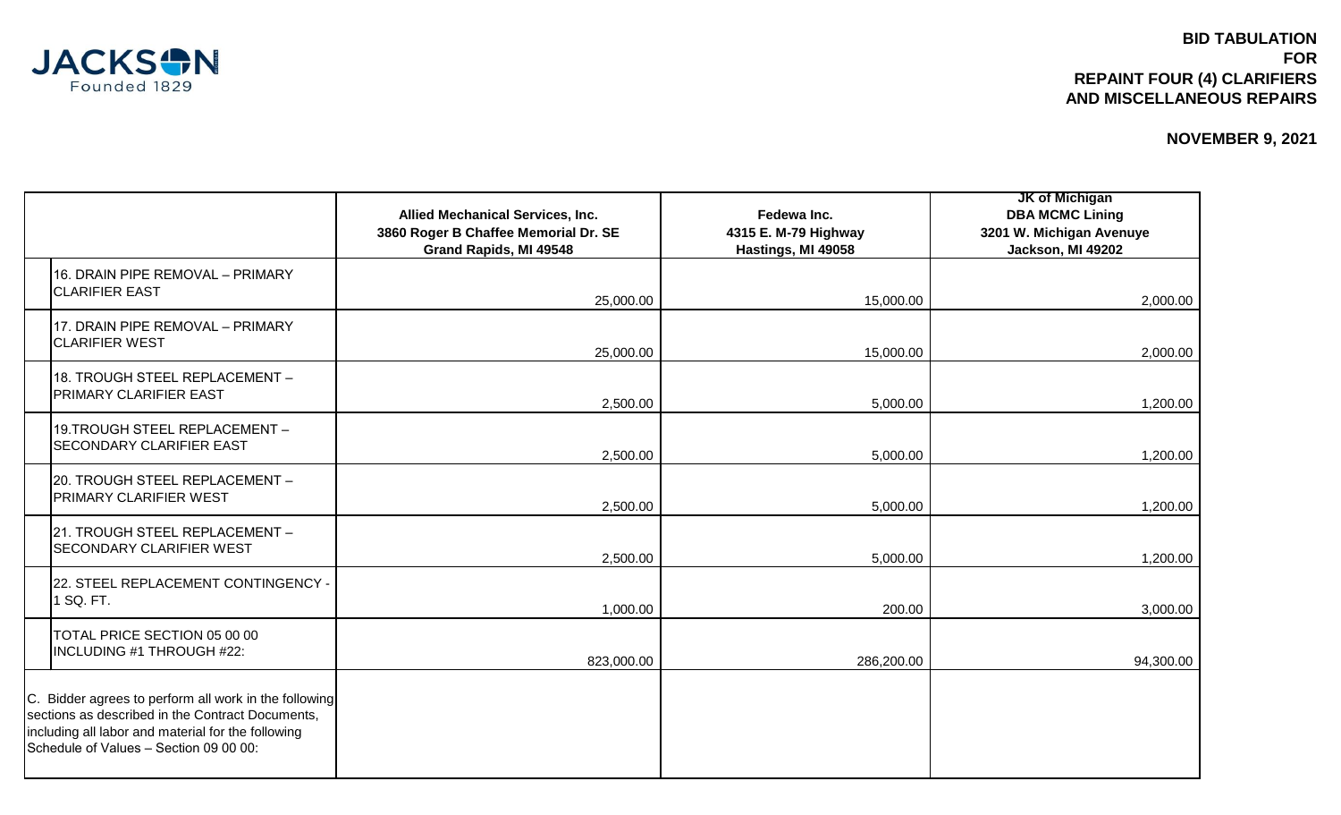JACKSON
Founded 1829

**BID TABULATION**
**FOR**
**REPAINT FOUR (4) CLARIFIERS**
**AND MISCELLANEOUS REPAIRS**

**NOVEMBER 9, 2021**

| | Allied Mechanical Services, Inc. 3860 Roger B Chaffee Memorial Dr. SE Grand Rapids, MI 49548 | Fedewa Inc. 4315 E. M-79 Highway Hastings, MI 49058 | JK of Michigan DBA MCMC Lining 3201 W. Michigan Avenuye Jackson, MI 49202 |
|---|---|---|---|
| 16. DRAIN PIPE REMOVAL – PRIMARY CLARIFIER EAST | 25,000.00 | 15,000.00 | 2,000.00 |
| 17. DRAIN PIPE REMOVAL – PRIMARY CLARIFIER WEST | 25,000.00 | 15,000.00 | 2,000.00 |
| 18. TROUGH STEEL REPLACEMENT – PRIMARY CLARIFIER EAST | 2,500.00 | 5,000.00 | 1,200.00 |
| 19.TROUGH STEEL REPLACEMENT – SECONDARY CLARIFIER EAST | 2,500.00 | 5,000.00 | 1,200.00 |
| 20. TROUGH STEEL REPLACEMENT – PRIMARY CLARIFIER WEST | 2,500.00 | 5,000.00 | 1,200.00 |
| 21. TROUGH STEEL REPLACEMENT – SECONDARY CLARIFIER WEST | 2,500.00 | 5,000.00 | 1,200.00 |
| 22. STEEL REPLACEMENT CONTINGENCY - 1 SQ. FT. | 1,000.00 | 200.00 | 3,000.00 |
| TOTAL PRICE SECTION 05 00 00 INCLUDING #1 THROUGH #22: | 823,000.00 | 286,200.00 | 94,300.00 |
| C. Bidder agrees to perform all work in the following sections as described in the Contract Documents, including all labor and material for the following Schedule of Values – Section 09 00 00: | | | |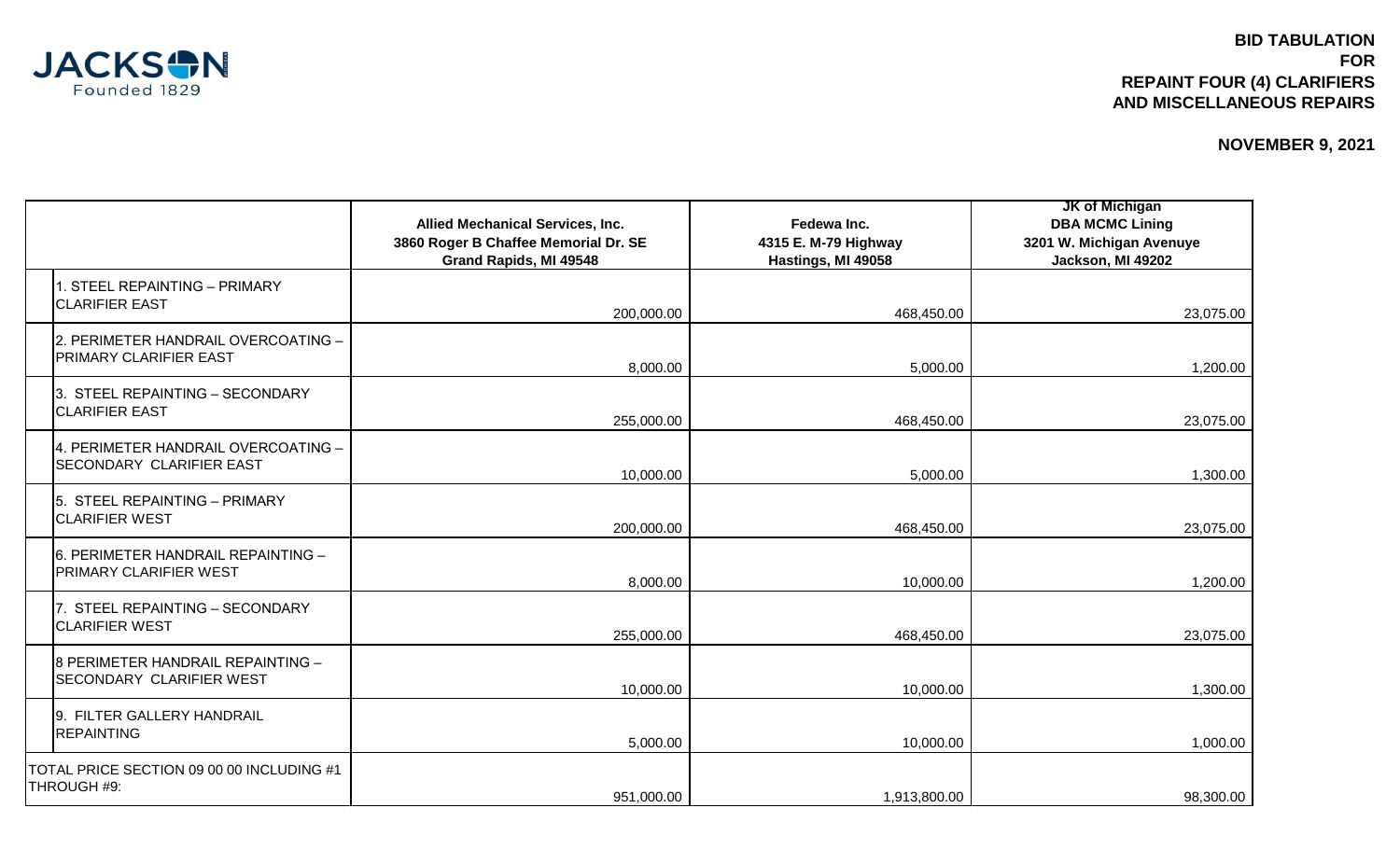JACKSON
Founded 1829

# BID TABULATION FOR REPAINT FOUR (4) CLARIFIERS AND MISCELLANEOUS REPAIRS

**NOVEMBER 9, 2021**

| | Allied Mechanical Services, Inc.<br>3860 Roger B Chaffee Memorial Dr. SE<br>Grand Rapids, MI 49548 | Fedewa Inc.<br>4315 E. M-79 Highway<br>Hastings, MI 49058 | JK of Michigan<br>DBA MCMC Lining<br>3201 W. Michigan Avenuye<br>Jackson, MI 49202 |
|---|---|---|---|
| 1. STEEL REPAINTING – PRIMARY CLARIFIER EAST | 200,000.00 | 468,450.00 | 23,075.00 |
| 2. PERIMETER HANDRAIL OVERCOATING – PRIMARY CLARIFIER EAST | 8,000.00 | 5,000.00 | 1,200.00 |
| 3. STEEL REPAINTING – SECONDARY CLARIFIER EAST | 255,000.00 | 468,450.00 | 23,075.00 |
| 4. PERIMETER HANDRAIL OVERCOATING – SECONDARY CLARIFIER EAST | 10,000.00 | 5,000.00 | 1,300.00 |
| 5. STEEL REPAINTING – PRIMARY CLARIFIER WEST | 200,000.00 | 468,450.00 | 23,075.00 |
| 6. PERIMETER HANDRAIL REPAINTING – PRIMARY CLARIFIER WEST | 8,000.00 | 10,000.00 | 1,200.00 |
| 7. STEEL REPAINTING – SECONDARY CLARIFIER WEST | 255,000.00 | 468,450.00 | 23,075.00 |
| 8 PERIMETER HANDRAIL REPAINTING – SECONDARY CLARIFIER WEST | 10,000.00 | 10,000.00 | 1,300.00 |
| 9. FILTER GALLERY HANDRAIL REPAINTING | 5,000.00 | 10,000.00 | 1,000.00 |
| TOTAL PRICE SECTION 09 00 00 INCLUDING #1 THROUGH #9: | 951,000.00 | 1,913,800.00 | 98,300.00 |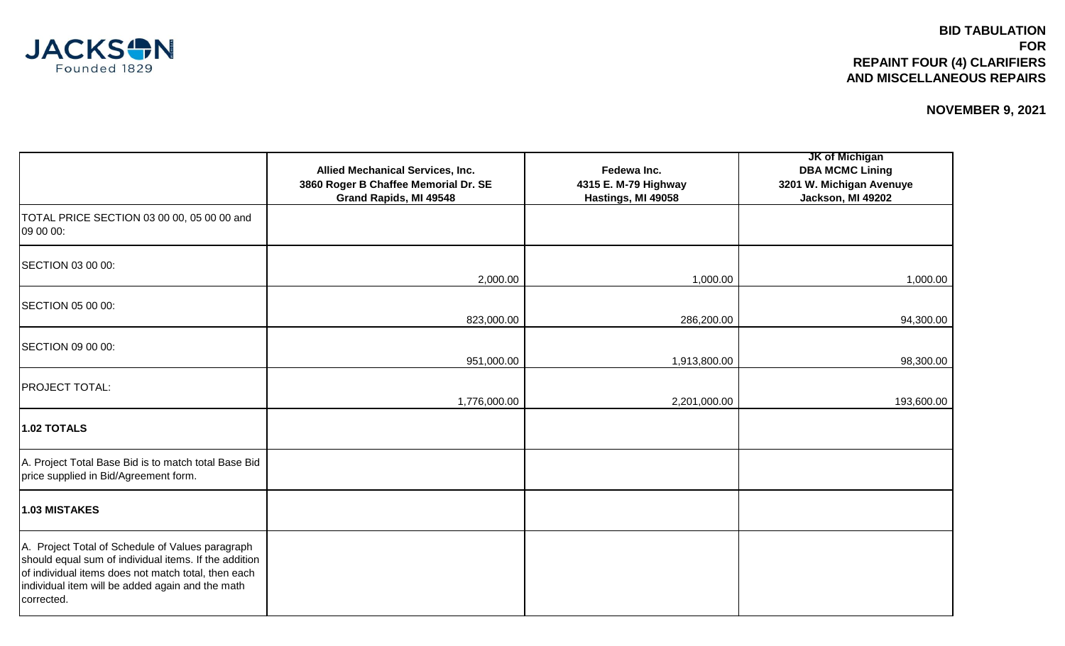JACKSON
Founded 1829

# BID TABULATION FOR REPAINT FOUR (4) CLARIFIERS AND MISCELLANEOUS REPAIRS

**NOVEMBER 9, 2021**

| | **Allied Mechanical Services, Inc.**<br>**3860 Roger B Chaffee Memorial Dr. SE**<br>**Grand Rapids, MI 49548** | **Fedewa Inc.**<br>**4315 E. M-79 Highway**<br>**Hastings, MI 49058** | **JK of Michigan**<br>**DBA MCMC Lining**<br>**3201 W. Michigan Avenuye**<br>**Jackson, MI 49202** |
|---|---|---|---|
| TOTAL PRICE SECTION 03 00 00, 05 00 00 and 09 00 00: | | | |
| SECTION 03 00 00: | 2,000.00 | 1,000.00 | 1,000.00 |
| SECTION 05 00 00: | 823,000.00 | 286,200.00 | 94,300.00 |
| SECTION 09 00 00: | 951,000.00 | 1,913,800.00 | 98,300.00 |
| PROJECT TOTAL: | 1,776,000.00 | 2,201,000.00 | 193,600.00 |
| **1.02 TOTALS** | | | |
| A. Project Total Base Bid is to match total Base Bid price supplied in Bid/Agreement form. | | | |
| **1.03 MISTAKES** | | | |
| A. Project Total of Schedule of Values paragraph should equal sum of individual items. If the addition of individual items does not match total, then each individual item will be added again and the math corrected. | | | |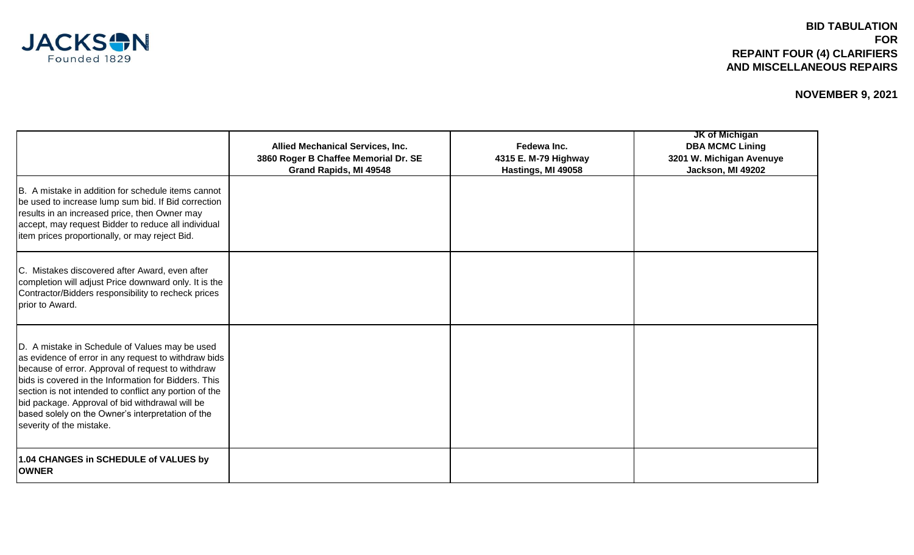# BID TABULATION FOR REPAINT FOUR (4) CLARIFIERS AND MISCELLANEOUS REPAIRS

**NOVEMBER 9, 2021**

| | **Allied Mechanical Services, Inc.**<br>**3860 Roger B Chaffee Memorial Dr. SE**<br>**Grand Rapids, MI 49548** | **Fedewa Inc.**<br>**4315 E. M-79 Highway**<br>**Hastings, MI 49058** | **JK of Michigan**<br>**DBA MCMC Lining**<br>**3201 W. Michigan Avenuye**<br>**Jackson, MI 49202** |
|---|---|---|---|
| B. A mistake in addition for schedule items cannot be used to increase lump sum bid. If Bid correction results in an increased price, then Owner may accept, may request Bidder to reduce all individual item prices proportionally, or may reject Bid. | | | |
| C. Mistakes discovered after Award, even after completion will adjust Price downward only. It is the Contractor/Bidders responsibility to recheck prices prior to Award. | | | |
| D. A mistake in Schedule of Values may be used as evidence of error in any request to withdraw bids because of error. Approval of request to withdraw bids is covered in the Information for Bidders. This section is not intended to conflict any portion of the bid package. Approval of bid withdrawal will be based solely on the Owner's interpretation of the severity of the mistake. | | | |
| **1.04 CHANGES in SCHEDULE of VALUES by OWNER** | | | |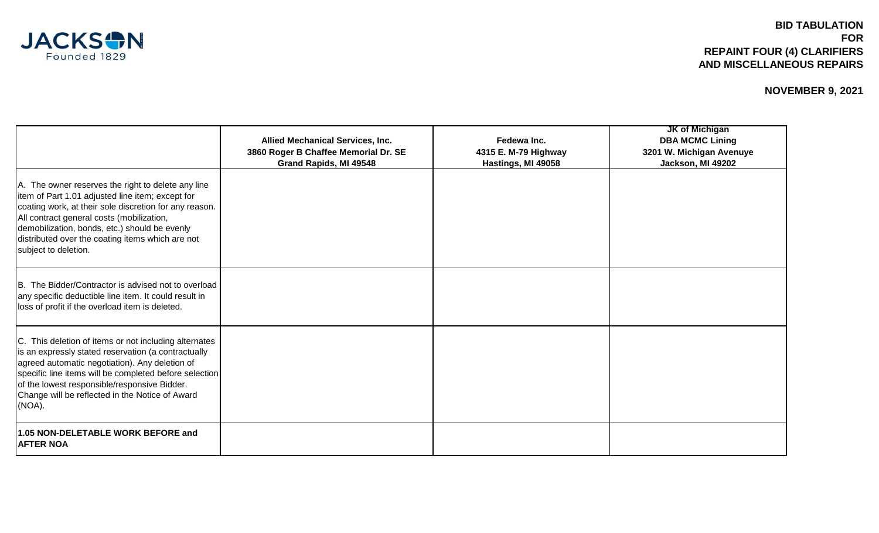**BID TABULATION**
**FOR**
**REPAINT FOUR (4) CLARIFIERS**
**AND MISCELLANEOUS REPAIRS**

**NOVEMBER 9, 2021**

| | **Allied Mechanical Services, Inc.**<br>**3860 Roger B Chaffee Memorial Dr. SE**<br>**Grand Rapids, MI 49548** | **Fedewa Inc.**<br>**4315 E. M-79 Highway**<br>**Hastings, MI 49058** | **JK of Michigan**<br>**DBA MCMC Lining**<br>**3201 W. Michigan Avenuye**<br>**Jackson, MI 49202** |
|---|---|---|---|
| A. The owner reserves the right to delete any line item of Part 1.01 adjusted line item; except for coating work, at their sole discretion for any reason. All contract general costs (mobilization, demobilization, bonds, etc.) should be evenly distributed over the coating items which are not subject to deletion. | | | |
| B. The Bidder/Contractor is advised not to overload any specific deductible line item. It could result in loss of profit if the overload item is deleted. | | | |
| C. This deletion of items or not including alternates is an expressly stated reservation (a contractually agreed automatic negotiation). Any deletion of specific line items will be completed before selection of the lowest responsible/responsive Bidder. Change will be reflected in the Notice of Award (NOA). | | | |
| **1.05 NON-DELETABLE WORK BEFORE and AFTER NOA** | | | |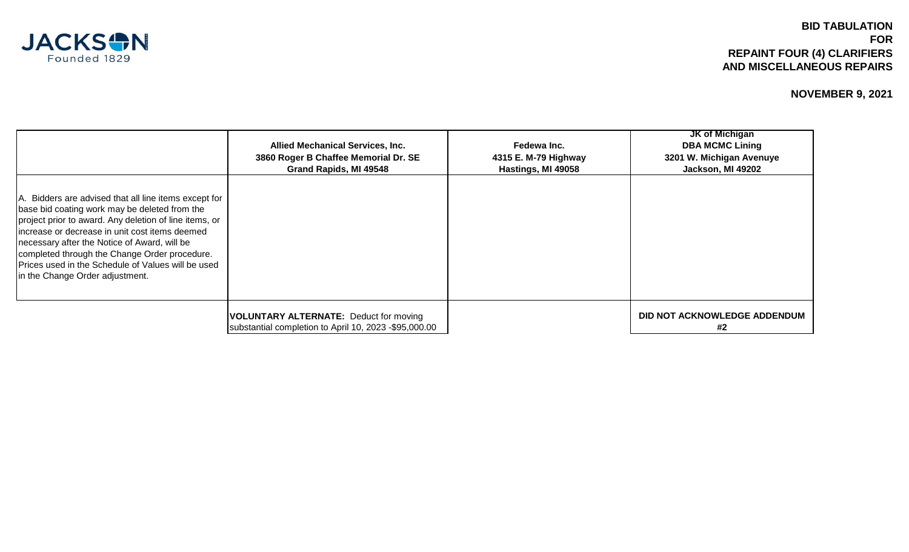**BID TABULATION**
**FOR**
**REPAINT FOUR (4) CLARIFIERS**
**AND MISCELLANEOUS REPAIRS**

**NOVEMBER 9, 2021**

| | **Allied Mechanical Services, Inc.**<br>**3860 Roger B Chaffee Memorial Dr. SE**<br>**Grand Rapids, MI 49548** | **Fedewa Inc.**<br>**4315 E. M-79 Highway**<br>**Hastings, MI 49058** | **JK of Michigan**<br>**DBA MCMC Lining**<br>**3201 W. Michigan Avenuye**<br>**Jackson, MI 49202** |
|---|---|---|---|
| A. Bidders are advised that all line items except for base bid coating work may be deleted from the project prior to award. Any deletion of line items, or increase or decrease in unit cost items deemed necessary after the Notice of Award, will be completed through the Change Order procedure. Prices used in the Schedule of Values will be used in the Change Order adjustment. | | | |
| | **VOLUNTARY ALTERNATE:** Deduct for moving substantial completion to April 10, 2023 -$95,000.00 | | **DID NOT ACKNOWLEDGE ADDENDUM #2** |